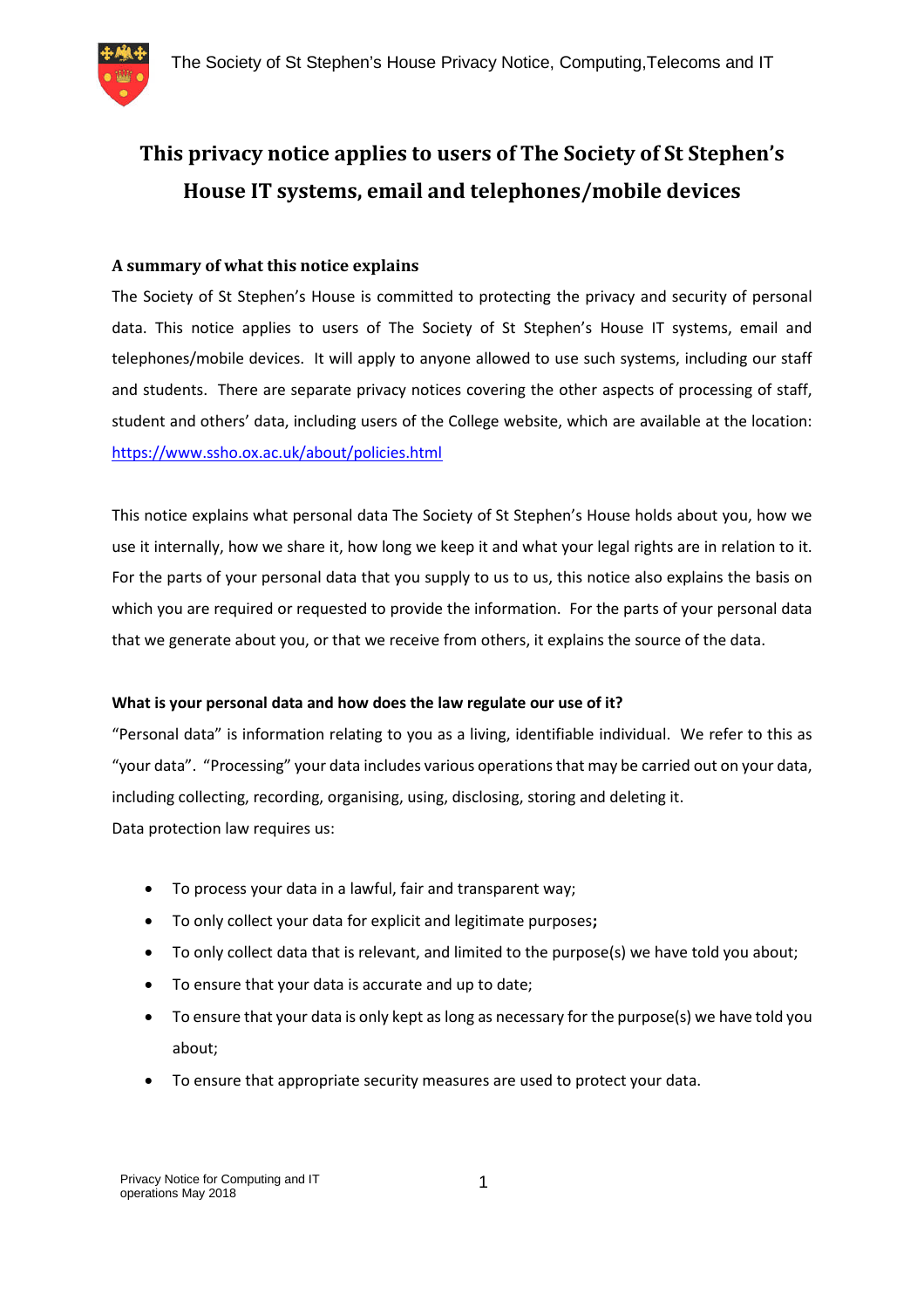# This privacy notice applies to users of The Society of St Stephen's House IT systems, email and telephones/mobile devices

## A summary of what this notice explains

The Society of St Stephen's House is committed to protecting the privacy and security of personal data. This notice applies to users of The Society of St Stephen's House IT systems, email and telephones/mobile devices. It will apply to anyone allowed to use such systems, including our staff and students. There are separate privacy notices covering the other aspects of processing of staff, student and others' data, including users of the College website, which are available at the location: https://www.ssho.ox.ac.uk/about/policies.html

This notice explains what personal data The Society of St Stephen's House holds about you, how we use it internally, how we share it, how long we keep it and what your legal rights are in relation to it. For the parts of your personal data that you supply to us to us, this notice also explains the basis on which you are required or requested to provide the information. For the parts of your personal data that we generate about you, or that we receive from others, it explains the source of the data.

**What is your personal data and how does the law regulate our use of it?**

"Personal data" is information relating to you as a living, identifiable individual. We refer to this as "your data". "Processing" your data includes various operations that may be carried out on your data, including collecting, recording, organising, using, disclosing, storing and deleting it.

Data protection law requires us:

- To process your data in a lawful, fair and transparent way;
- To only collect your data for explicit and legitimate purposes**;**
- To only collect data that is relevant, and limited to the purpose(s) we have told you about;
- To ensure that your data is accurate and up to date;
- To ensure that your data is only kept as long as necessary for the purpose(s) we have told you about;
- To ensure that appropriate security measures are used to protect your data.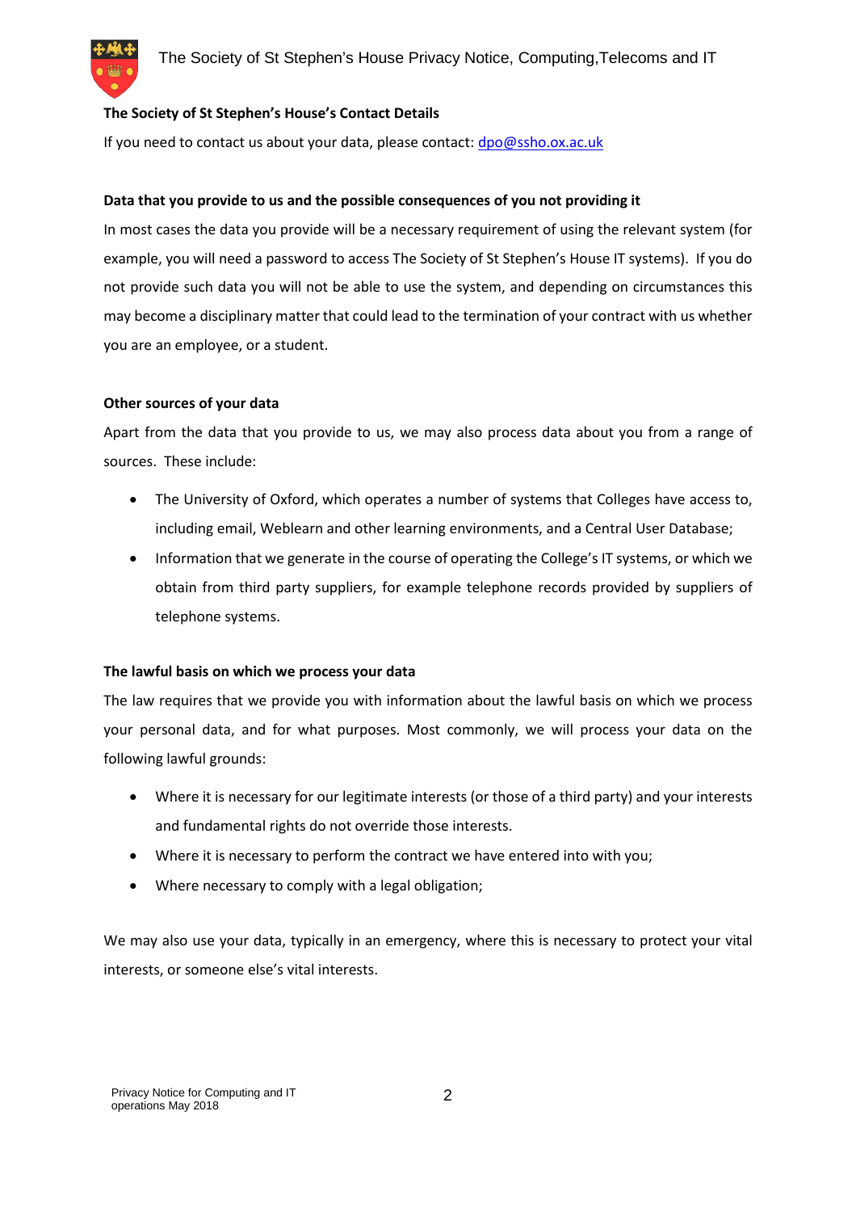**The Society of St Stephen's House's Contact Details**

If you need to contact us about your data, please contact: [dpo@ssho.ox.ac.uk](mailto:dpo@ssho.ox.ac.uk)

**Data that you provide to us and the possible consequences of you not providing it**

In most cases the data you provide will be a necessary requirement of using the relevant system (for example, you will need a password to access The Society of St Stephen's House IT systems). If you do not provide such data you will not be able to use the system, and depending on circumstances this may become a disciplinary matter that could lead to the termination of your contract with us whether you are an employee, or a student.

**Other sources of your data**

Apart from the data that you provide to us, we may also process data about you from a range of sources. These include:

- The University of Oxford, which operates a number of systems that Colleges have access to, including email, Weblearn and other learning environments, and a Central User Database;
- Information that we generate in the course of operating the College's IT systems, or which we obtain from third party suppliers, for example telephone records provided by suppliers of telephone systems.

**The lawful basis on which we process your data**

The law requires that we provide you with information about the lawful basis on which we process your personal data, and for what purposes. Most commonly, we will process your data on the following lawful grounds:

- Where it is necessary for our legitimate interests (or those of a third party) and your interests and fundamental rights do not override those interests.
- Where it is necessary to perform the contract we have entered into with you;
- Where necessary to comply with a legal obligation;

We may also use your data, typically in an emergency, where this is necessary to protect your vital interests, or someone else's vital interests.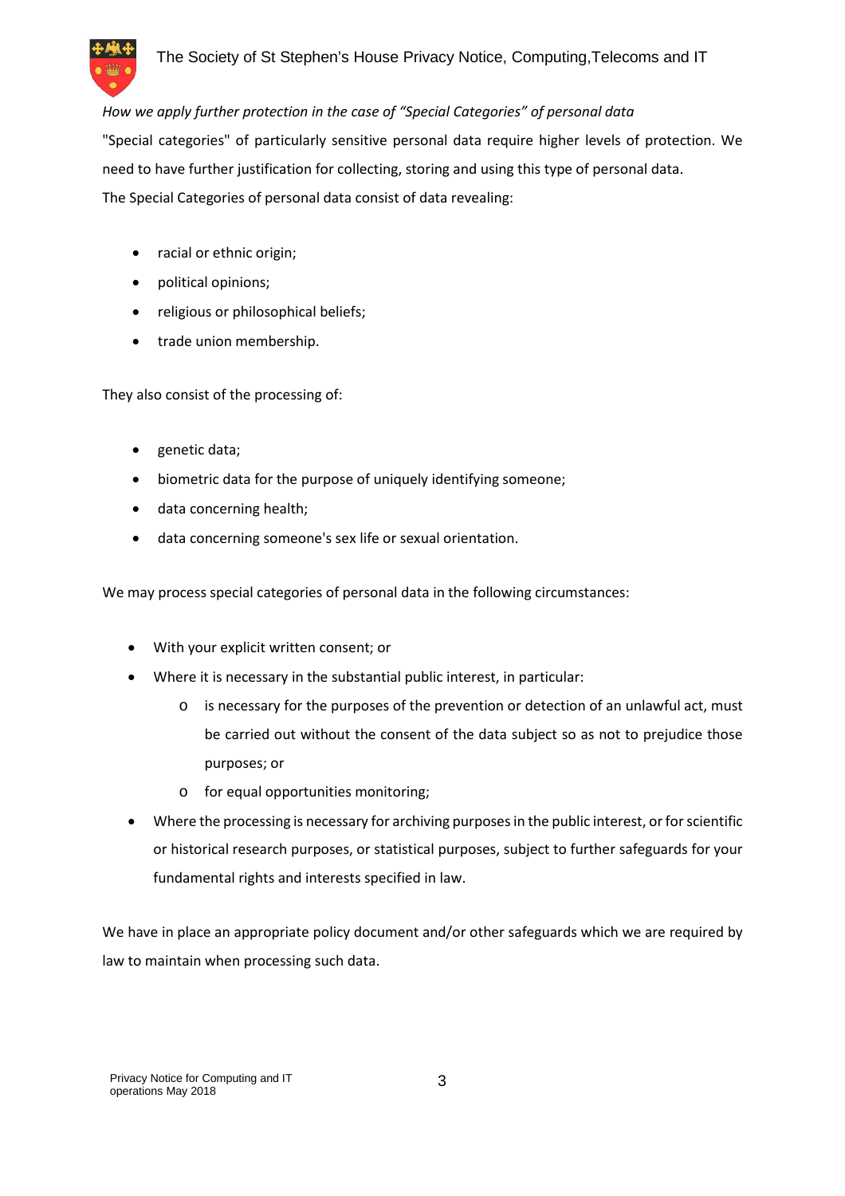*How we apply further protection in the case of "Special Categories" of personal data*

"Special categories" of particularly sensitive personal data require higher levels of protection. We need to have further justification for collecting, storing and using this type of personal data.

The Special Categories of personal data consist of data revealing:

- racial or ethnic origin;
- political opinions;
- religious or philosophical beliefs;
- trade union membership.

They also consist of the processing of:

- genetic data;
- biometric data for the purpose of uniquely identifying someone;
- data concerning health;
- data concerning someone's sex life or sexual orientation.

We may process special categories of personal data in the following circumstances:

- With your explicit written consent; or
- Where it is necessary in the substantial public interest, in particular:
    - is necessary for the purposes of the prevention or detection of an unlawful act, must be carried out without the consent of the data subject so as not to prejudice those purposes; or
    - for equal opportunities monitoring;
- Where the processing is necessary for archiving purposes in the public interest, or for scientific or historical research purposes, or statistical purposes, subject to further safeguards for your fundamental rights and interests specified in law.

We have in place an appropriate policy document and/or other safeguards which we are required by law to maintain when processing such data.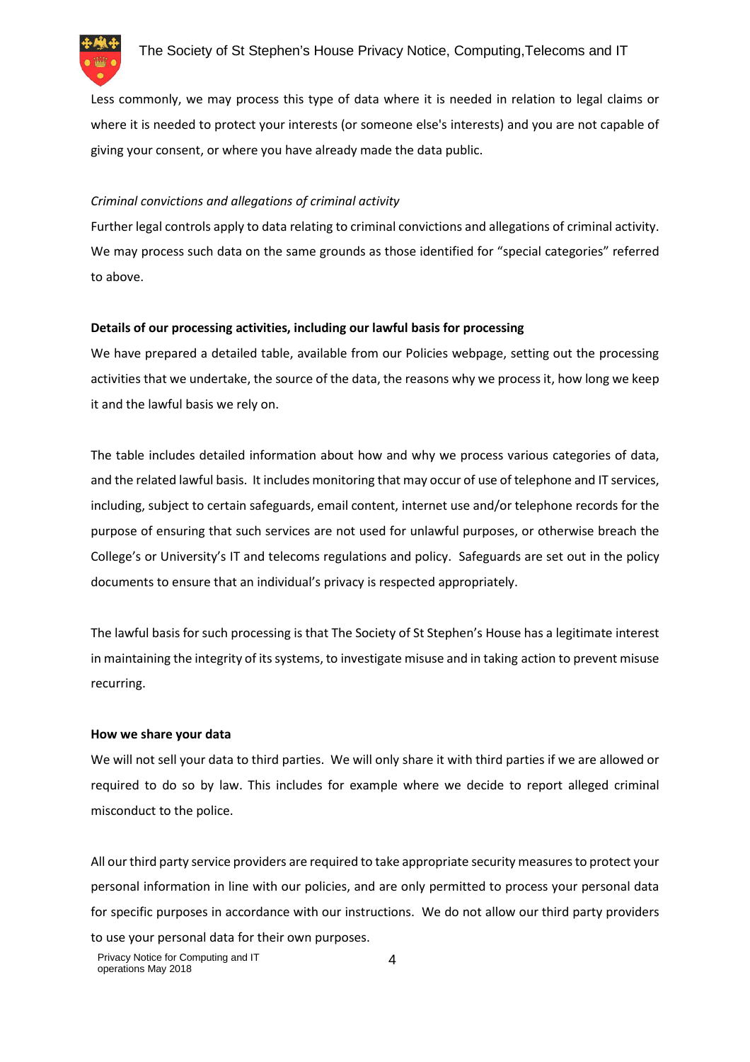Less commonly, we may process this type of data where it is needed in relation to legal claims or where it is needed to protect your interests (or someone else's interests) and you are not capable of giving your consent, or where you have already made the data public.

*Criminal convictions and allegations of criminal activity*

Further legal controls apply to data relating to criminal convictions and allegations of criminal activity. We may process such data on the same grounds as those identified for "special categories" referred to above.

**Details of our processing activities, including our lawful basis for processing**

We have prepared a detailed table, available from our Policies webpage, setting out the processing activities that we undertake, the source of the data, the reasons why we process it, how long we keep it and the lawful basis we rely on.

The table includes detailed information about how and why we process various categories of data, and the related lawful basis. It includes monitoring that may occur of use of telephone and IT services, including, subject to certain safeguards, email content, internet use and/or telephone records for the purpose of ensuring that such services are not used for unlawful purposes, or otherwise breach the College's or University's IT and telecoms regulations and policy. Safeguards are set out in the policy documents to ensure that an individual's privacy is respected appropriately.

The lawful basis for such processing is that The Society of St Stephen's House has a legitimate interest in maintaining the integrity of its systems, to investigate misuse and in taking action to prevent misuse recurring.

**How we share your data**

We will not sell your data to third parties. We will only share it with third parties if we are allowed or required to do so by law. This includes for example where we decide to report alleged criminal misconduct to the police.

All our third party service providers are required to take appropriate security measures to protect your personal information in line with our policies, and are only permitted to process your personal data for specific purposes in accordance with our instructions. We do not allow our third party providers to use your personal data for their own purposes.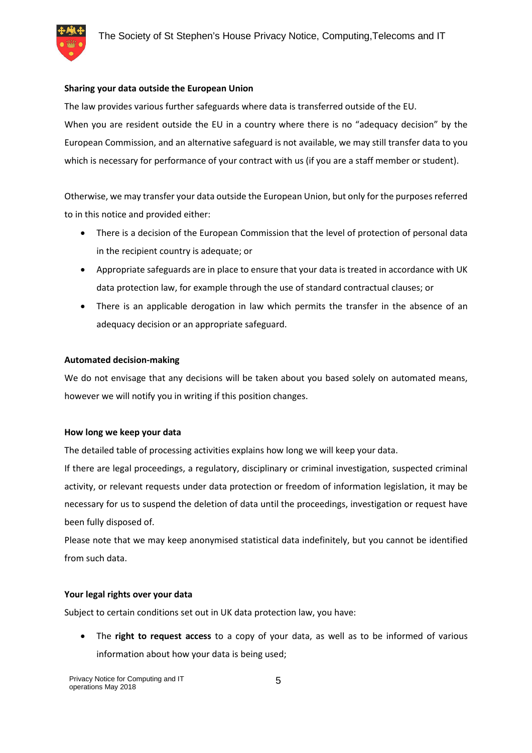**Sharing your data outside the European Union**

The law provides various further safeguards where data is transferred outside of the EU.

When you are resident outside the EU in a country where there is no "adequacy decision" by the European Commission, and an alternative safeguard is not available, we may still transfer data to you which is necessary for performance of your contract with us (if you are a staff member or student).

Otherwise, we may transfer your data outside the European Union, but only for the purposes referred to in this notice and provided either:

- There is a decision of the European Commission that the level of protection of personal data in the recipient country is adequate; or
- Appropriate safeguards are in place to ensure that your data is treated in accordance with UK data protection law, for example through the use of standard contractual clauses; or
- There is an applicable derogation in law which permits the transfer in the absence of an adequacy decision or an appropriate safeguard.

**Automated decision-making**

We do not envisage that any decisions will be taken about you based solely on automated means, however we will notify you in writing if this position changes.

**How long we keep your data**

The detailed table of processing activities explains how long we will keep your data.

If there are legal proceedings, a regulatory, disciplinary or criminal investigation, suspected criminal activity, or relevant requests under data protection or freedom of information legislation, it may be necessary for us to suspend the deletion of data until the proceedings, investigation or request have been fully disposed of.

Please note that we may keep anonymised statistical data indefinitely, but you cannot be identified from such data.

**Your legal rights over your data**

Subject to certain conditions set out in UK data protection law, you have:

- The **right to request access** to a copy of your data, as well as to be informed of various information about how your data is being used;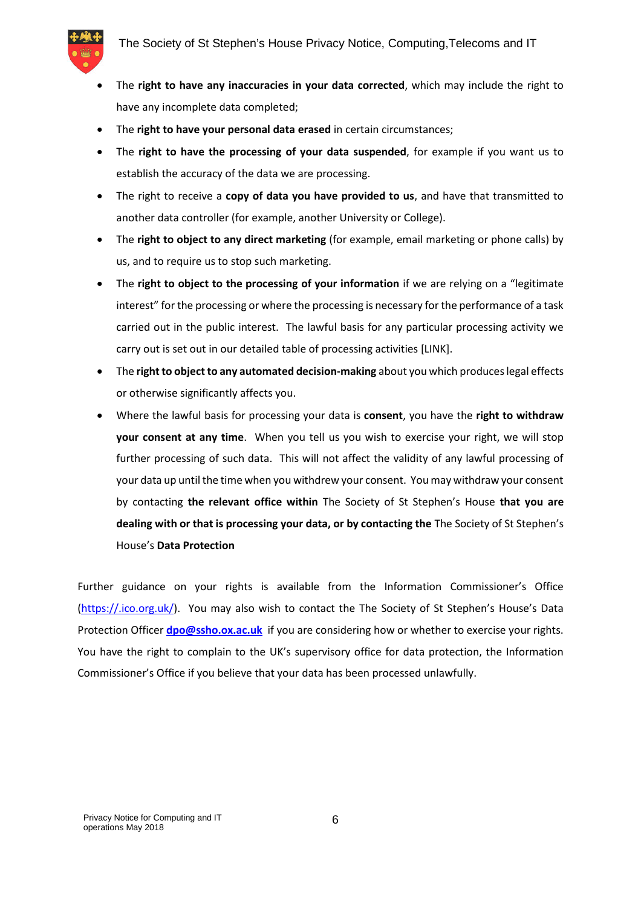- The **right to have any inaccuracies in your data corrected**, which may include the right to have any incomplete data completed;
- The **right to have your personal data erased** in certain circumstances;
- The **right to have the processing of your data suspended**, for example if you want us to establish the accuracy of the data we are processing.
- The right to receive a **copy of data you have provided to us**, and have that transmitted to another data controller (for example, another University or College).
- The **right to object to any direct marketing** (for example, email marketing or phone calls) by us, and to require us to stop such marketing.
- The **right to object to the processing of your information** if we are relying on a "legitimate interest" for the processing or where the processing is necessary for the performance of a task carried out in the public interest. The lawful basis for any particular processing activity we carry out is set out in our detailed table of processing activities [LINK].
- The **right to object to any automated decision-making** about you which produces legal effects or otherwise significantly affects you.
- Where the lawful basis for processing your data is **consent**, you have the **right to withdraw your consent at any time**. When you tell us you wish to exercise your right, we will stop further processing of such data. This will not affect the validity of any lawful processing of your data up until the time when you withdrew your consent. You may withdraw your consent by contacting **the relevant office within** The Society of St Stephen's House **that you are dealing with or that is processing your data, or by contacting the** The Society of St Stephen's House's **Data Protection**

Further guidance on your rights is available from the Information Commissioner's Office (https://.ico.org.uk/). You may also wish to contact the The Society of St Stephen's House's Data Protection Officer **dpo@ssho.ox.ac.uk** if you are considering how or whether to exercise your rights. You have the right to complain to the UK's supervisory office for data protection, the Information Commissioner's Office if you believe that your data has been processed unlawfully.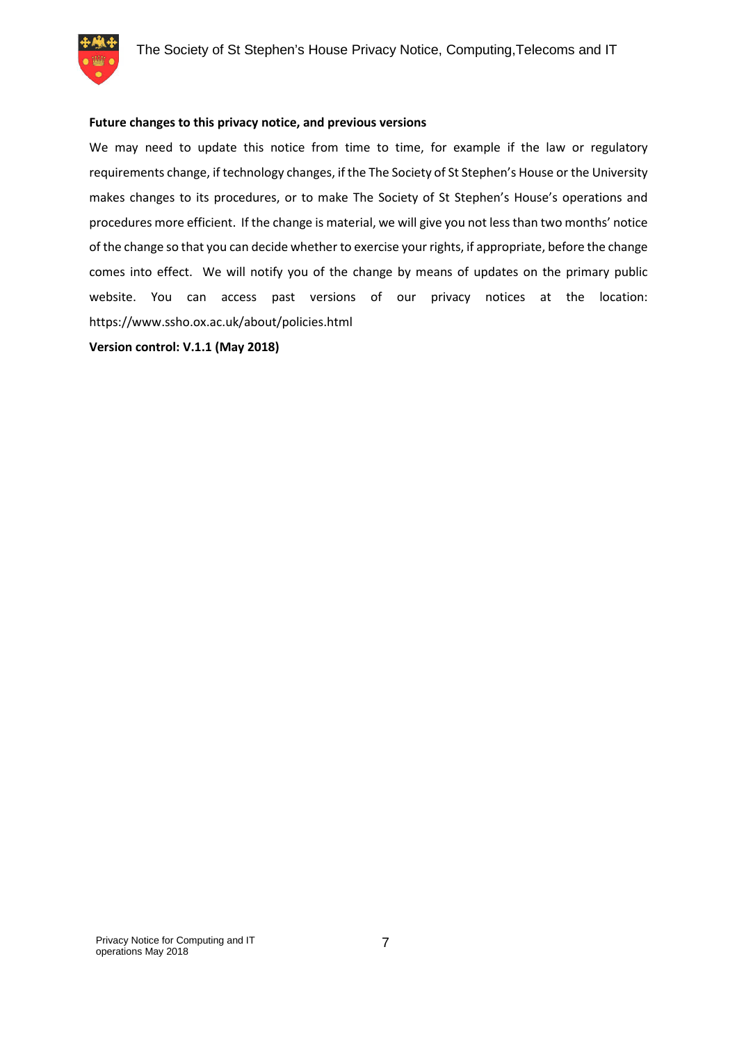**Future changes to this privacy notice, and previous versions**

We may need to update this notice from time to time, for example if the law or regulatory requirements change, if technology changes, if the The Society of St Stephen's House or the University makes changes to its procedures, or to make The Society of St Stephen's House's operations and procedures more efficient. If the change is material, we will give you not less than two months' notice of the change so that you can decide whether to exercise your rights, if appropriate, before the change comes into effect. We will notify you of the change by means of updates on the primary public website. You can access past versions of our privacy notices at the location: https://www.ssho.ox.ac.uk/about/policies.html

**Version control: V.1.1 (May 2018)**